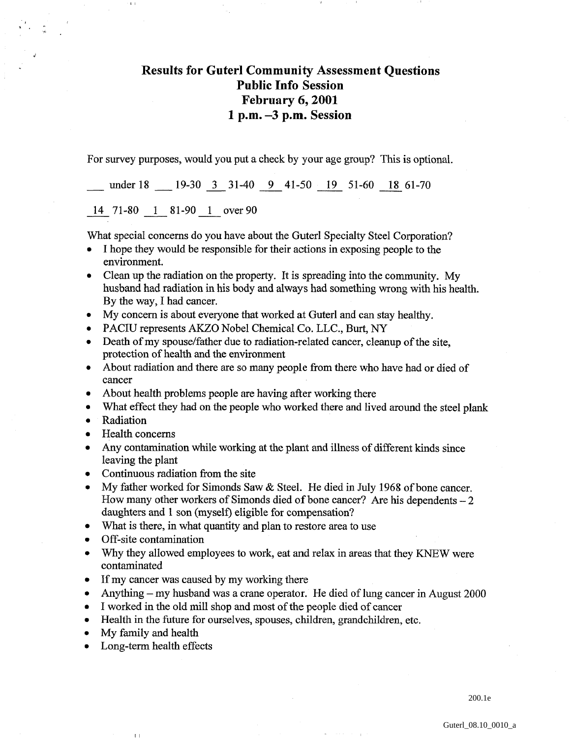# Results for Guterl Community Assessment Questions
# Public Info Session
# February 6, 2001
# 1 p.m. –3 p.m. Session

For survey purposes, would you put a check by your age group? This is optional.

___ under 18 ___ 19-30 _3_ 31-40 _9_ 41-50 _19_ 51-60 _18_ 61-70

_14_ 71-80 _1_ 81-90 _1_ over 90

What special concerns do you have about the Guterl Specialty Steel Corporation?

- I hope they would be responsible for their actions in exposing people to the environment.
- Clean up the radiation on the property. It is spreading into the community. My husband had radiation in his body and always had something wrong with his health. By the way, I had cancer.
- My concern is about everyone that worked at Guterl and can stay healthy.
- PACIU represents AKZO Nobel Chemical Co. LLC., Burt, NY
- Death of my spouse/father due to radiation-related cancer, cleanup of the site, protection of health and the environment
- About radiation and there are so many people from there who have had or died of cancer
- About health problems people are having after working there
- What effect they had on the people who worked there and lived around the steel plank
- Radiation
- Health concerns
- Any contamination while working at the plant and illness of different kinds since leaving the plant
- Continuous radiation from the site
- My father worked for Simonds Saw & Steel. He died in July 1968 of bone cancer. How many other workers of Simonds died of bone cancer? Are his dependents – 2 daughters and 1 son (myself) eligible for compensation?
- What is there, in what quantity and plan to restore area to use
- Off-site contamination
- Why they allowed employees to work, eat and relax in areas that they KNEW were contaminated
- If my cancer was caused by my working there
- Anything – my husband was a crane operator. He died of lung cancer in August 2000
- I worked in the old mill shop and most of the people died of cancer
- Health in the future for ourselves, spouses, children, grandchildren, etc.
- My family and health
- Long-term health effects

200.1e

Guterl_08.10_0010_a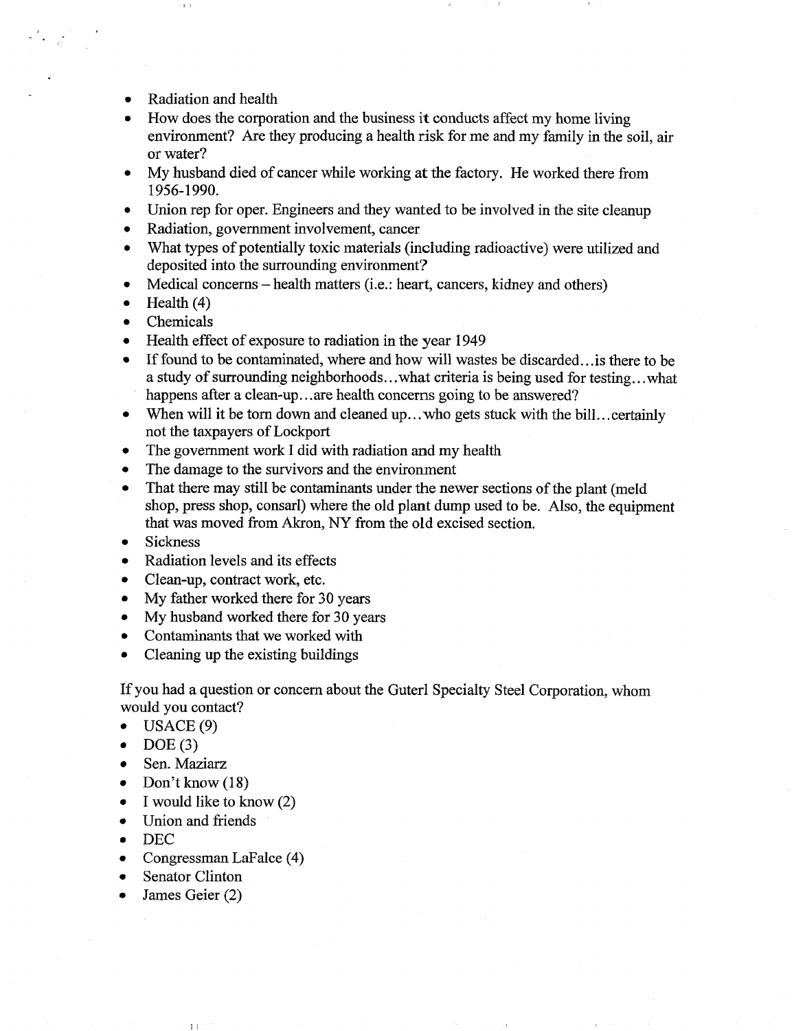- Radiation and health
- How does the corporation and the business it conducts affect my home living environment? Are they producing a health risk for me and my family in the soil, air or water?
- My husband died of cancer while working at the factory. He worked there from 1956-1990.
- Union rep for oper. Engineers and they wanted to be involved in the site cleanup
- Radiation, government involvement, cancer
- What types of potentially toxic materials (including radioactive) were utilized and deposited into the surrounding environment?
- Medical concerns – health matters (i.e.: heart, cancers, kidney and others)
- Health (4)
- Chemicals
- Health effect of exposure to radiation in the year 1949
- If found to be contaminated, where and how will wastes be discarded…is there to be a study of surrounding neighborhoods…what criteria is being used for testing…what happens after a clean-up…are health concerns going to be answered?
- When will it be torn down and cleaned up…who gets stuck with the bill…certainly not the taxpayers of Lockport
- The government work I did with radiation and my health
- The damage to the survivors and the environment
- That there may still be contaminants under the newer sections of the plant (meld shop, press shop, consarl) where the old plant dump used to be. Also, the equipment that was moved from Akron, NY from the old excised section.
- Sickness
- Radiation levels and its effects
- Clean-up, contract work, etc.
- My father worked there for 30 years
- My husband worked there for 30 years
- Contaminants that we worked with
- Cleaning up the existing buildings

If you had a question or concern about the Guterl Specialty Steel Corporation, whom would you contact?

- USACE (9)
- DOE (3)
- Sen. Maziarz
- Don't know (18)
- I would like to know (2)
- Union and friends
- DEC
- Congressman LaFalce (4)
- Senator Clinton
- James Geier (2)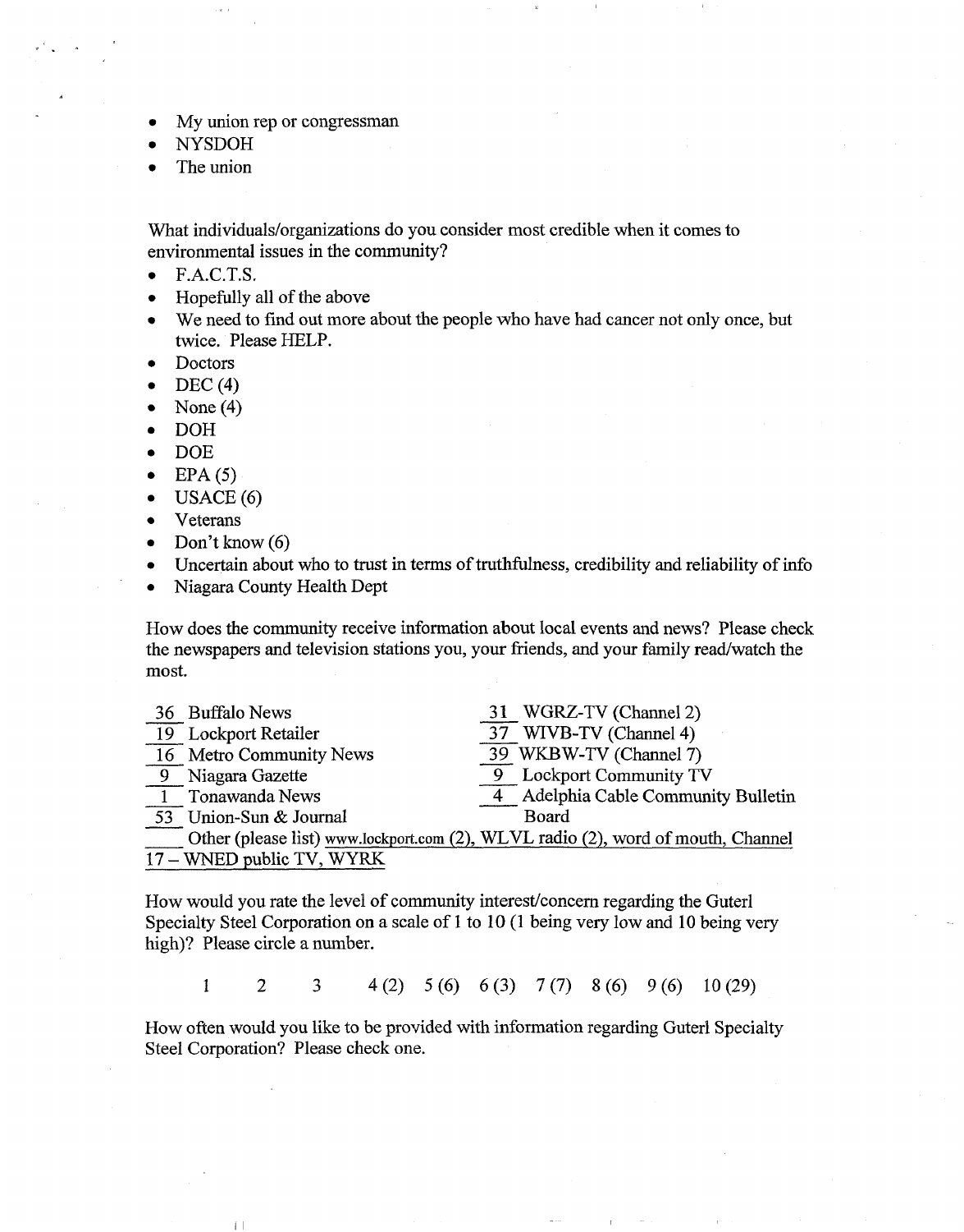- My union rep or congressman
- NYSDOH
- The union

What individuals/organizations do you consider most credible when it comes to environmental issues in the community?

- F.A.C.T.S.
- Hopefully all of the above
- We need to find out more about the people who have had cancer not only once, but twice. Please HELP.
- Doctors
- DEC (4)
- None (4)
- DOH
- DOE
- EPA (5)
- USACE (6)
- Veterans
- Don't know (6)
- Uncertain about who to trust in terms of truthfulness, credibility and reliability of info
- Niagara County Health Dept

How does the community receive information about local events and news? Please check the newspapers and television stations you, your friends, and your family read/watch the most.

36 Buffalo News
19 Lockport Retailer
16 Metro Community News
9 Niagara Gazette
1 Tonawanda News
53 Union-Sun & Journal
31 WGRZ-TV (Channel 2)
37 WIVB-TV (Channel 4)
39 WKBW-TV (Channel 7)
9 Lockport Community TV
4 Adelphia Cable Community Bulletin Board
____ Other (please list) www.lockport.com (2), WLVL radio (2), word of mouth, Channel 17 – WNED public TV, WYRK

How would you rate the level of community interest/concern regarding the Guterl Specialty Steel Corporation on a scale of 1 to 10 (1 being very low and 10 being very high)? Please circle a number.

1 2 3 4 (2) 5 (6) 6 (3) 7 (7) 8 (6) 9 (6) 10 (29)

How often would you like to be provided with information regarding Guterl Specialty Steel Corporation? Please check one.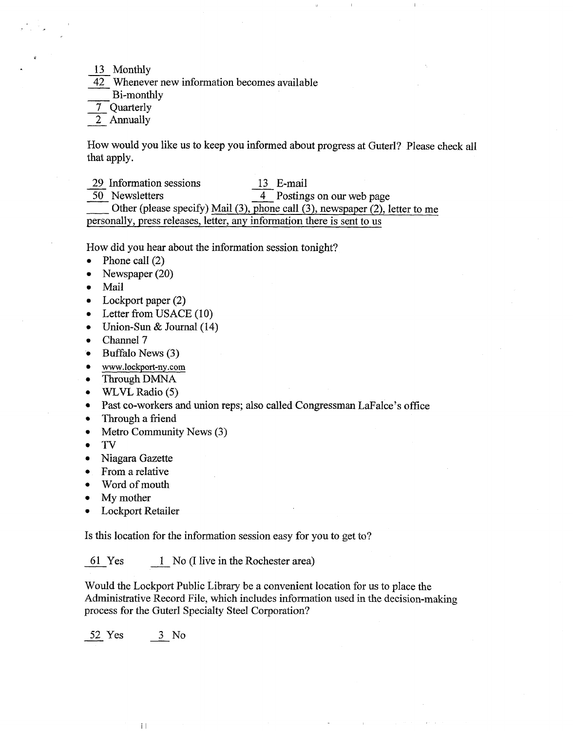13 Monthly
42 Whenever new information becomes available
___ Bi-monthly
7 Quarterly
2 Annually

How would you like us to keep you informed about progress at Guterl? Please check all that apply.

29 Information sessions
50 Newsletters
13 E-mail
4 Postings on our web page
___ Other (please specify) Mail (3), phone call (3), newspaper (2), letter to me personally, press releases, letter, any information there is sent to us

How did you hear about the information session tonight?

- Phone call (2)
- Newspaper (20)
- Mail
- Lockport paper (2)
- Letter from USACE (10)
- Union-Sun & Journal (14)
- Channel 7
- Buffalo News (3)
- www.lockport-ny.com
- Through DMNA
- WLVL Radio (5)
- Past co-workers and union reps; also called Congressman LaFalce's office
- Through a friend
- Metro Community News (3)
- TV
- Niagara Gazette
- From a relative
- Word of mouth
- My mother
- Lockport Retailer

Is this location for the information session easy for you to get to?

61 Yes 1 No (I live in the Rochester area)

Would the Lockport Public Library be a convenient location for us to place the Administrative Record File, which includes information used in the decision-making process for the Guterl Specialty Steel Corporation?

52 Yes 3 No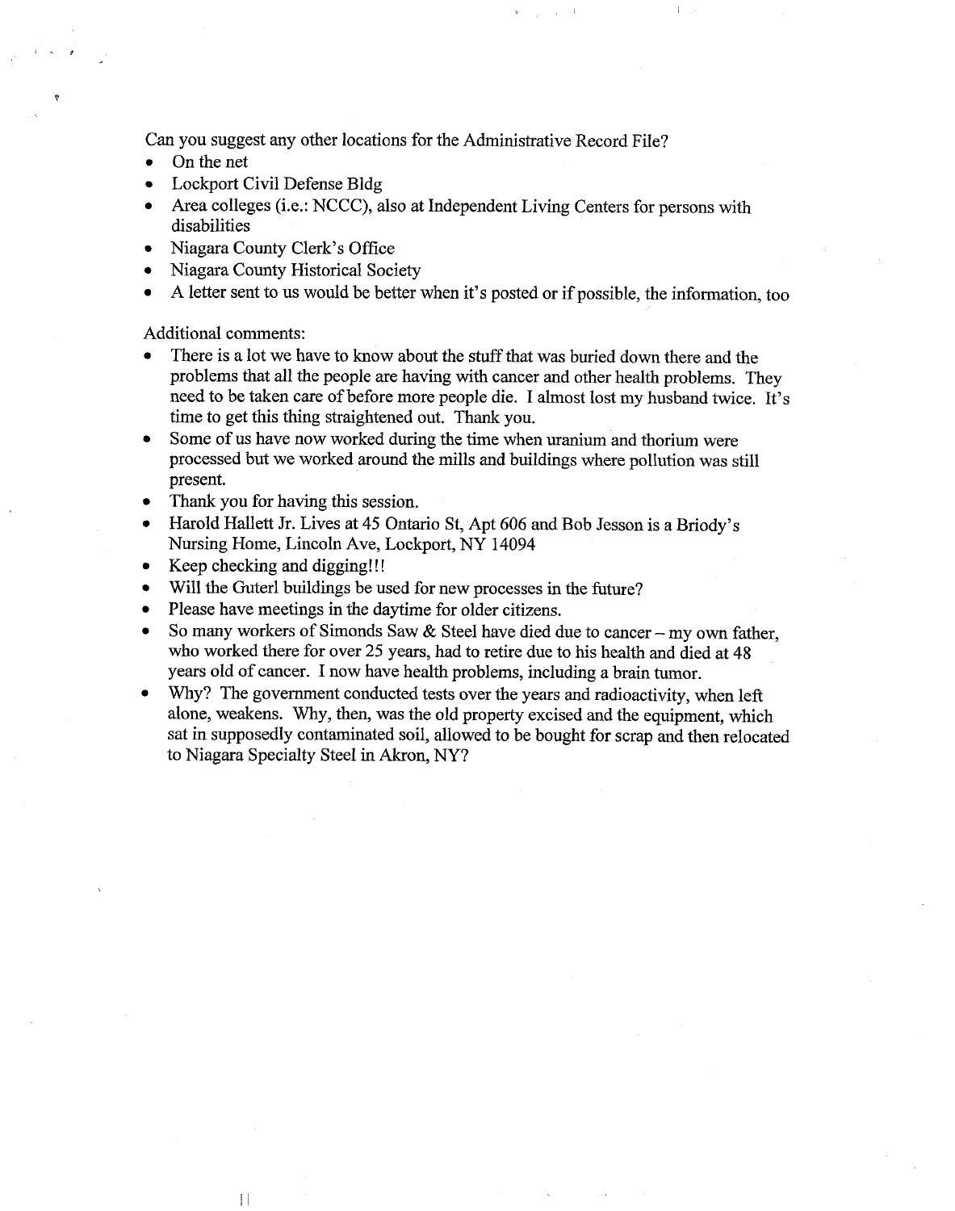Can you suggest any other locations for the Administrative Record File?

- On the net
- Lockport Civil Defense Bldg
- Area colleges (i.e.: NCCC), also at Independent Living Centers for persons with disabilities
- Niagara County Clerk's Office
- Niagara County Historical Society
- A letter sent to us would be better when it's posted or if possible, the information, too

Additional comments:

- There is a lot we have to know about the stuff that was buried down there and the problems that all the people are having with cancer and other health problems. They need to be taken care of before more people die. I almost lost my husband twice. It's time to get this thing straightened out. Thank you.
- Some of us have now worked during the time when uranium and thorium were processed but we worked around the mills and buildings where pollution was still present.
- Thank you for having this session.
- Harold Hallett Jr. Lives at 45 Ontario St, Apt 606 and Bob Jesson is a Briody's Nursing Home, Lincoln Ave, Lockport, NY 14094
- Keep checking and digging!!!
- Will the Guterl buildings be used for new processes in the future?
- Please have meetings in the daytime for older citizens.
- So many workers of Simonds Saw & Steel have died due to cancer – my own father, who worked there for over 25 years, had to retire due to his health and died at 48 years old of cancer. I now have health problems, including a brain tumor.
- Why? The government conducted tests over the years and radioactivity, when left alone, weakens. Why, then, was the old property excised and the equipment, which sat in supposedly contaminated soil, allowed to be bought for scrap and then relocated to Niagara Specialty Steel in Akron, NY?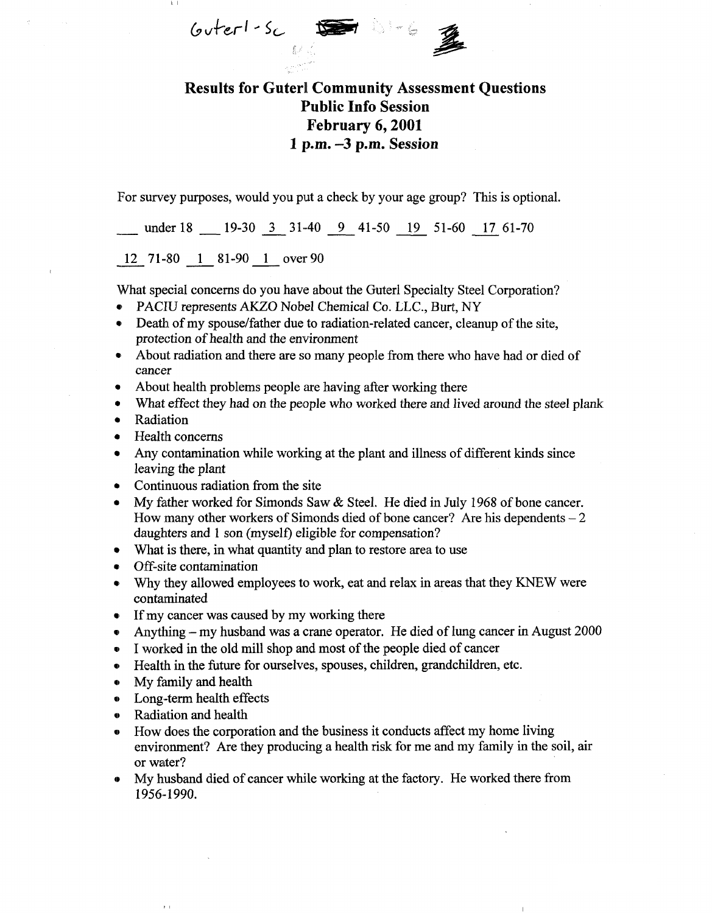Guterl - Sc

# Results for Guterl Community Assessment Questions
## Public Info Session
## February 6, 2001
## 1 p.m. –3 p.m. Session

For survey purposes, would you put a check by your age group? This is optional.

___ under 18 ___ 19-30 _3_ 31-40 _9_ 41-50 _19_ 51-60 _17_ 61-70

_12_ 71-80 _1_ 81-90 _1_ over 90

What special concerns do you have about the Guterl Specialty Steel Corporation?

- PACIU represents AKZO Nobel Chemical Co. LLC., Burt, NY
- Death of my spouse/father due to radiation-related cancer, cleanup of the site, protection of health and the environment
- About radiation and there are so many people from there who have had or died of cancer
- About health problems people are having after working there
- What effect they had on the people who worked there and lived around the steel plank
- Radiation
- Health concerns
- Any contamination while working at the plant and illness of different kinds since leaving the plant
- Continuous radiation from the site
- My father worked for Simonds Saw & Steel. He died in July 1968 of bone cancer. How many other workers of Simonds died of bone cancer? Are his dependents – 2 daughters and 1 son (myself) eligible for compensation?
- What is there, in what quantity and plan to restore area to use
- Off-site contamination
- Why they allowed employees to work, eat and relax in areas that they KNEW were contaminated
- If my cancer was caused by my working there
- Anything – my husband was a crane operator. He died of lung cancer in August 2000
- I worked in the old mill shop and most of the people died of cancer
- Health in the future for ourselves, spouses, children, grandchildren, etc.
- My family and health
- Long-term health effects
- Radiation and health
- How does the corporation and the business it conducts affect my home living environment? Are they producing a health risk for me and my family in the soil, air or water?
- My husband died of cancer while working at the factory. He worked there from 1956-1990.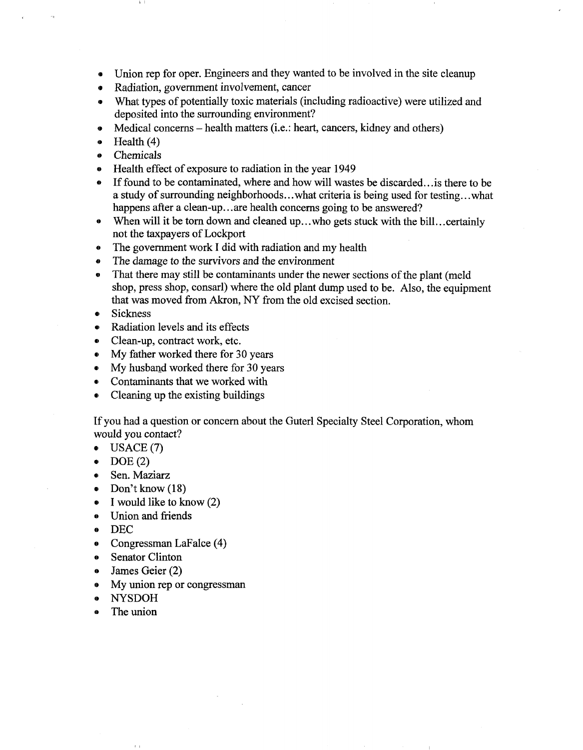- Union rep for oper. Engineers and they wanted to be involved in the site cleanup
- Radiation, government involvement, cancer
- What types of potentially toxic materials (including radioactive) were utilized and deposited into the surrounding environment?
- Medical concerns – health matters (i.e.: heart, cancers, kidney and others)
- Health (4)
- Chemicals
- Health effect of exposure to radiation in the year 1949
- If found to be contaminated, where and how will wastes be discarded…is there to be a study of surrounding neighborhoods…what criteria is being used for testing…what happens after a clean-up…are health concerns going to be answered?
- When will it be torn down and cleaned up…who gets stuck with the bill…certainly not the taxpayers of Lockport
- The government work I did with radiation and my health
- The damage to the survivors and the environment
- That there may still be contaminants under the newer sections of the plant (meld shop, press shop, consarl) where the old plant dump used to be. Also, the equipment that was moved from Akron, NY from the old excised section.
- Sickness
- Radiation levels and its effects
- Clean-up, contract work, etc.
- My father worked there for 30 years
- My husband worked there for 30 years
- Contaminants that we worked with
- Cleaning up the existing buildings

If you had a question or concern about the Guterl Specialty Steel Corporation, whom would you contact?

- USACE (7)
- DOE (2)
- Sen. Maziarz
- Don't know (18)
- I would like to know (2)
- Union and friends
- DEC
- Congressman LaFalce (4)
- Senator Clinton
- James Geier (2)
- My union rep or congressman
- NYSDOH
- The union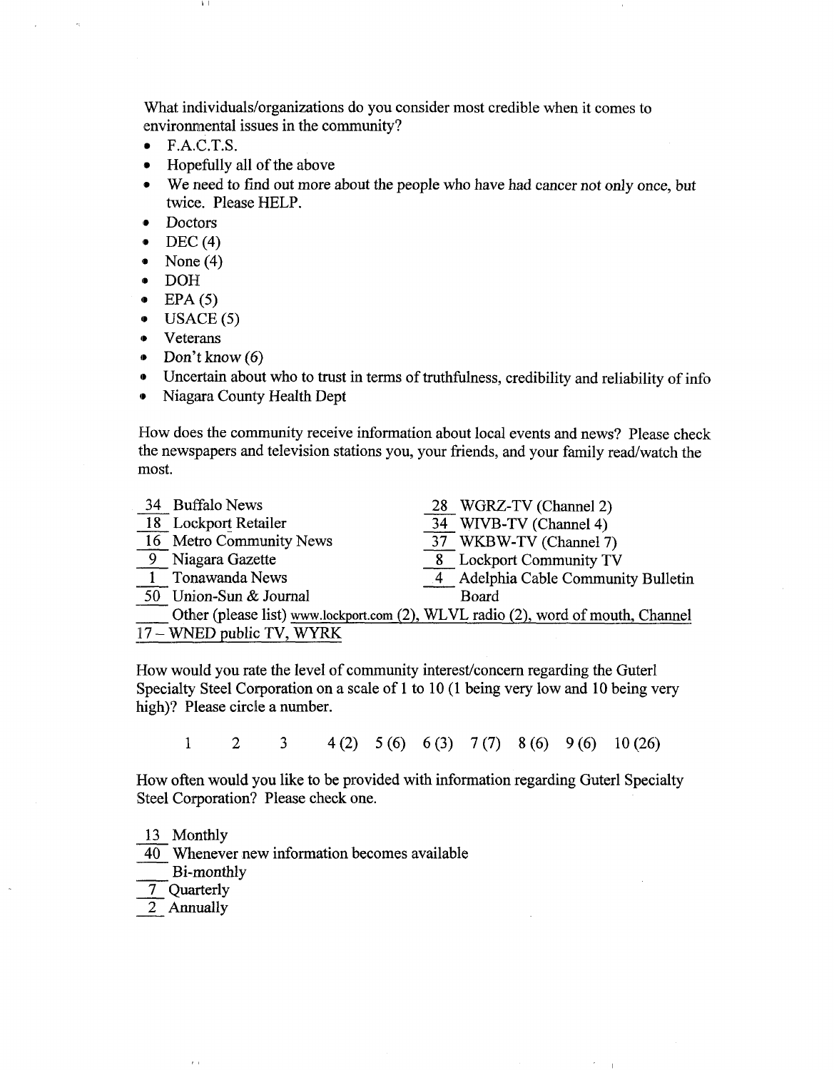What individuals/organizations do you consider most credible when it comes to environmental issues in the community?

- F.A.C.T.S.
- Hopefully all of the above
- We need to find out more about the people who have had cancer not only once, but twice. Please HELP.
- Doctors
- DEC (4)
- None (4)
- DOH
- EPA (5)
- USACE (5)
- Veterans
- Don't know (6)
- Uncertain about who to trust in terms of truthfulness, credibility and reliability of info
- Niagara County Health Dept

How does the community receive information about local events and news? Please check the newspapers and television stations you, your friends, and your family read/watch the most.

| | |
|---|---|
| 34 Buffalo News | 28 WGRZ-TV (Channel 2) |
| 18 Lockport Retailer | 34 WIVB-TV (Channel 4) |
| 16 Metro Community News | 37 WKBW-TV (Channel 7) |
| 9 Niagara Gazette | 8 Lockport Community TV |
| 1 Tonawanda News | 4 Adelphia Cable Community Bulletin Board |
| 50 Union-Sun & Journal | |

____ Other (please list) www.lockport.com (2), WLVL radio (2), word of mouth, Channel 17 – WNED public TV, WYRK

How would you rate the level of community interest/concern regarding the Guterl Specialty Steel Corporation on a scale of 1 to 10 (1 being very low and 10 being very high)? Please circle a number.

1 2 3 4 (2) 5 (6) 6 (3) 7 (7) 8 (6) 9 (6) 10 (26)

How often would you like to be provided with information regarding Guterl Specialty Steel Corporation? Please check one.

13 Monthly
40 Whenever new information becomes available
____ Bi-monthly
7 Quarterly
2 Annually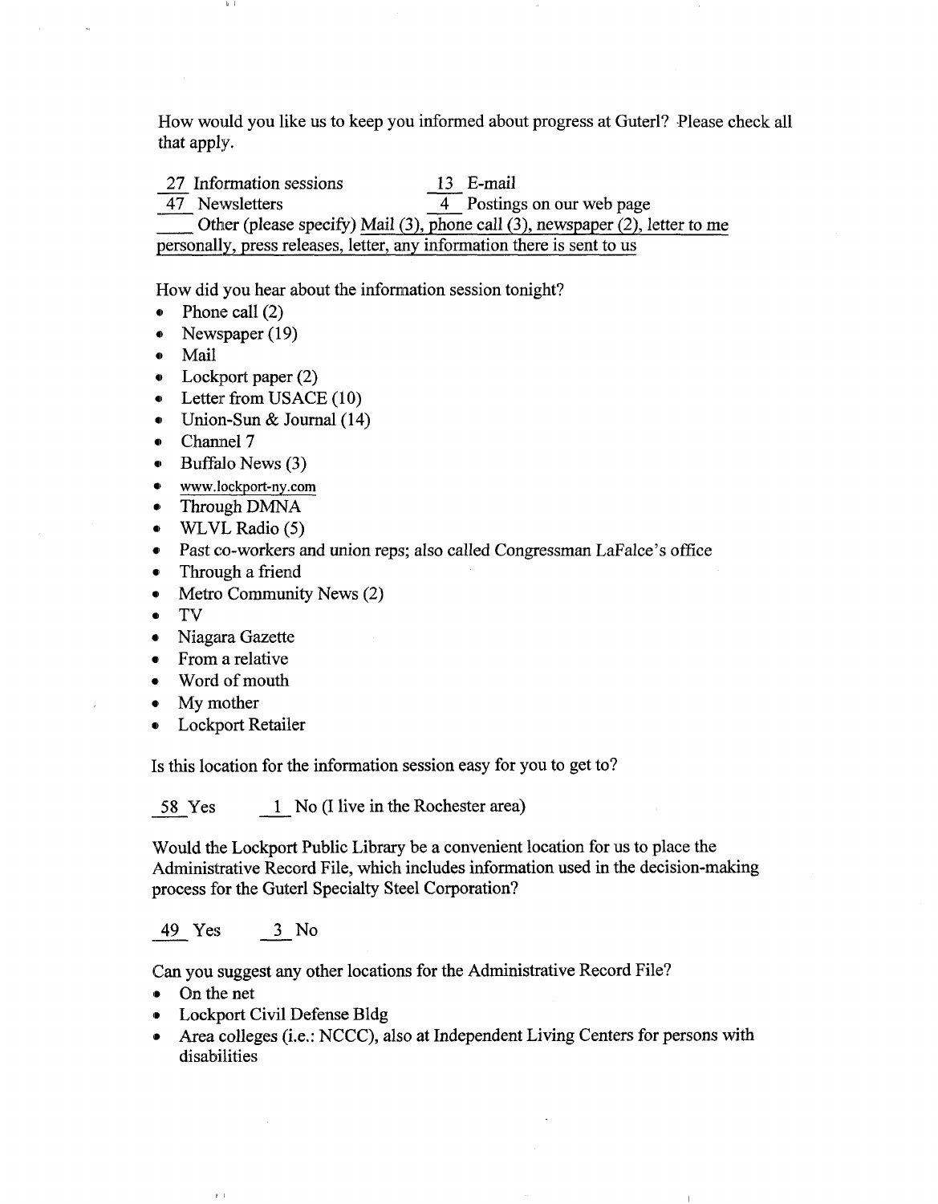How would you like us to keep you informed about progress at Guterl? Please check all that apply.

27 Information sessions    13 E-mail
47 Newsletters    4 Postings on our web page
____ Other (please specify) Mail (3), phone call (3), newspaper (2), letter to me personally, press releases, letter, any information there is sent to us

How did you hear about the information session tonight?

- Phone call (2)
- Newspaper (19)
- Mail
- Lockport paper (2)
- Letter from USACE (10)
- Union-Sun & Journal (14)
- Channel 7
- Buffalo News (3)
- www.lockport-ny.com
- Through DMNA
- WLVL Radio (5)
- Past co-workers and union reps; also called Congressman LaFalce's office
- Through a friend
- Metro Community News (2)
- TV
- Niagara Gazette
- From a relative
- Word of mouth
- My mother
- Lockport Retailer

Is this location for the information session easy for you to get to?

58 Yes    1 No (I live in the Rochester area)

Would the Lockport Public Library be a convenient location for us to place the Administrative Record File, which includes information used in the decision-making process for the Guterl Specialty Steel Corporation?

49 Yes    3 No

Can you suggest any other locations for the Administrative Record File?

- On the net
- Lockport Civil Defense Bldg
- Area colleges (i.e.: NCCC), also at Independent Living Centers for persons with disabilities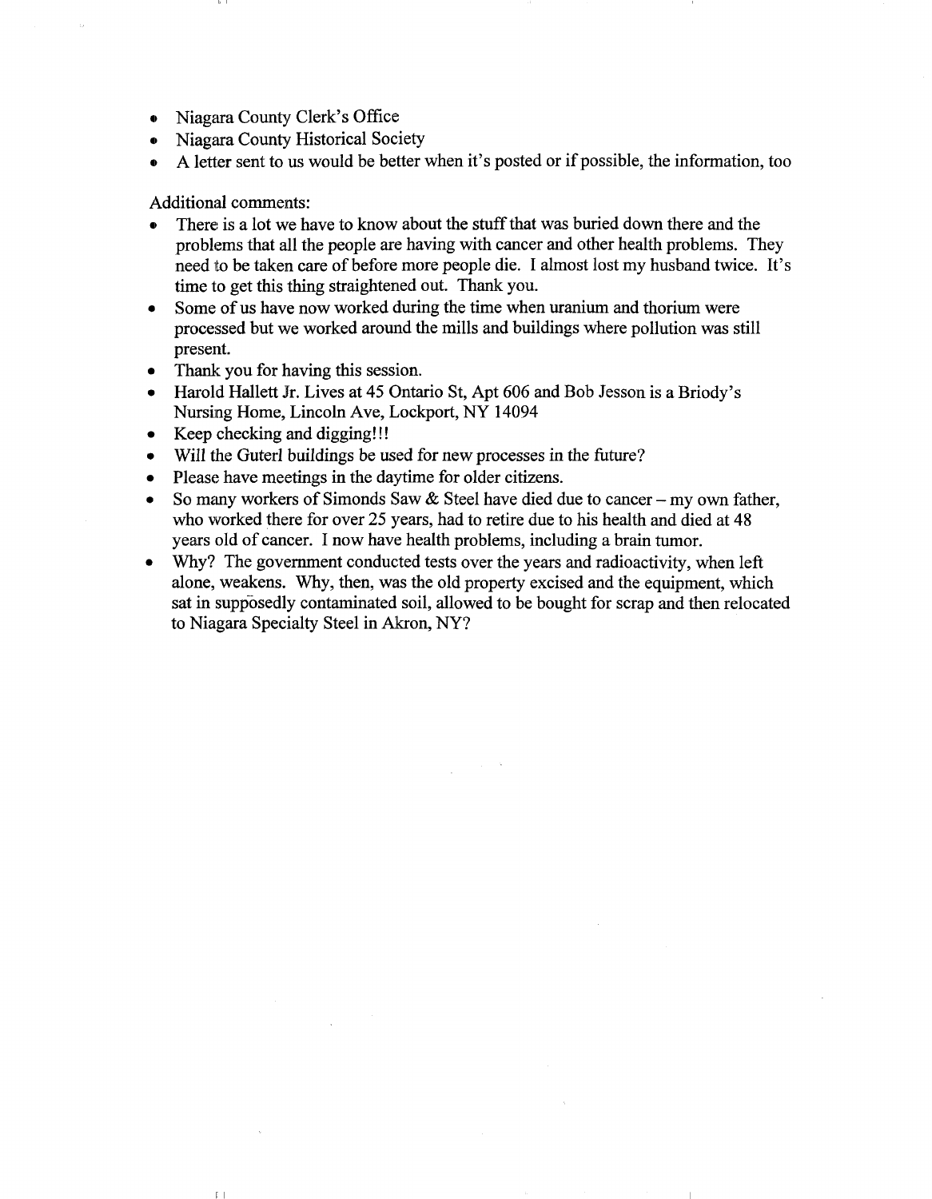- Niagara County Clerk's Office
- Niagara County Historical Society
- A letter sent to us would be better when it's posted or if possible, the information, too

Additional comments:

- There is a lot we have to know about the stuff that was buried down there and the problems that all the people are having with cancer and other health problems. They need to be taken care of before more people die. I almost lost my husband twice. It's time to get this thing straightened out. Thank you.
- Some of us have now worked during the time when uranium and thorium were processed but we worked around the mills and buildings where pollution was still present.
- Thank you for having this session.
- Harold Hallett Jr. Lives at 45 Ontario St, Apt 606 and Bob Jesson is a Briody's Nursing Home, Lincoln Ave, Lockport, NY 14094
- Keep checking and digging!!!
- Will the Guterl buildings be used for new processes in the future?
- Please have meetings in the daytime for older citizens.
- So many workers of Simonds Saw & Steel have died due to cancer – my own father, who worked there for over 25 years, had to retire due to his health and died at 48 years old of cancer. I now have health problems, including a brain tumor.
- Why? The government conducted tests over the years and radioactivity, when left alone, weakens. Why, then, was the old property excised and the equipment, which sat in supposedly contaminated soil, allowed to be bought for scrap and then relocated to Niagara Specialty Steel in Akron, NY?